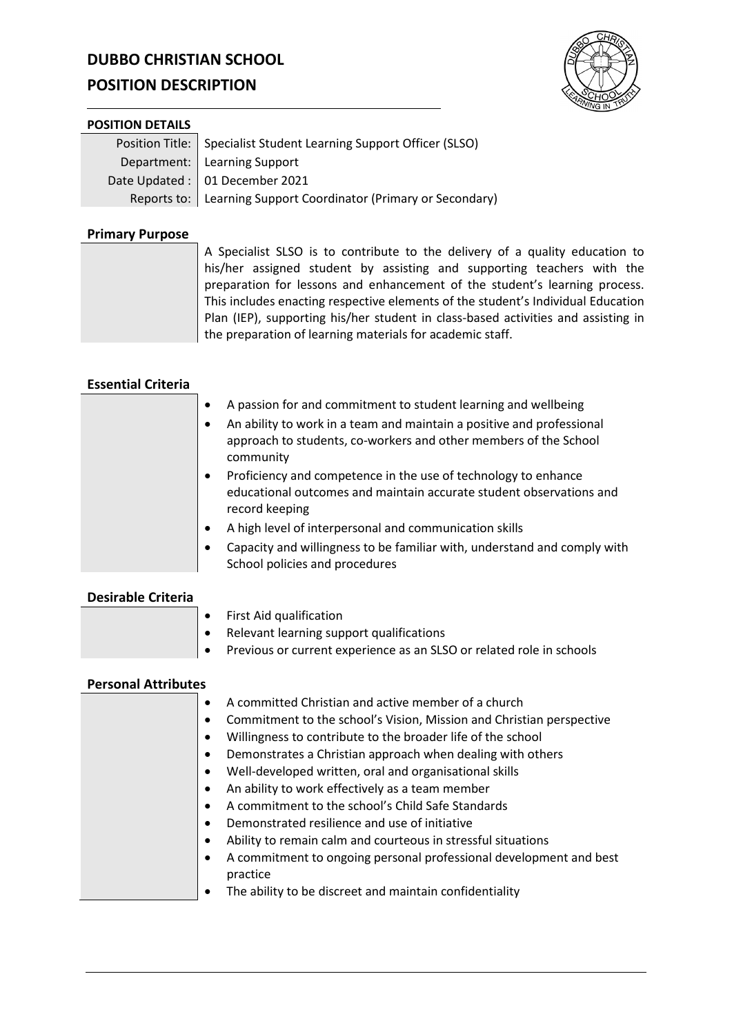# DUBBO CHRISTIAN SCHOOL

# POSITION DESCRIPTION

**POSITION DETAILS**

| | |
|---|---|
| Position Title: | Specialist Student Learning Support Officer (SLSO) |
| Department: | Learning Support |
| Date Updated : | 01 December 2021 |
| Reports to: | Learning Support Coordinator (Primary or Secondary) |

## Primary Purpose

A Specialist SLSO is to contribute to the delivery of a quality education to his/her assigned student by assisting and supporting teachers with the preparation for lessons and enhancement of the student's learning process. This includes enacting respective elements of the student's Individual Education Plan (IEP), supporting his/her student in class-based activities and assisting in the preparation of learning materials for academic staff.

## Essential Criteria

- A passion for and commitment to student learning and wellbeing
- An ability to work in a team and maintain a positive and professional approach to students, co-workers and other members of the School community
- Proficiency and competence in the use of technology to enhance educational outcomes and maintain accurate student observations and record keeping
- A high level of interpersonal and communication skills
- Capacity and willingness to be familiar with, understand and comply with School policies and procedures

## Desirable Criteria

- First Aid qualification
- Relevant learning support qualifications
- Previous or current experience as an SLSO or related role in schools

## Personal Attributes

- A committed Christian and active member of a church
- Commitment to the school's Vision, Mission and Christian perspective
- Willingness to contribute to the broader life of the school
- Demonstrates a Christian approach when dealing with others
- Well-developed written, oral and organisational skills
- An ability to work effectively as a team member
- A commitment to the school's Child Safe Standards
- Demonstrated resilience and use of initiative
- Ability to remain calm and courteous in stressful situations
- A commitment to ongoing personal professional development and best practice
- The ability to be discreet and maintain confidentiality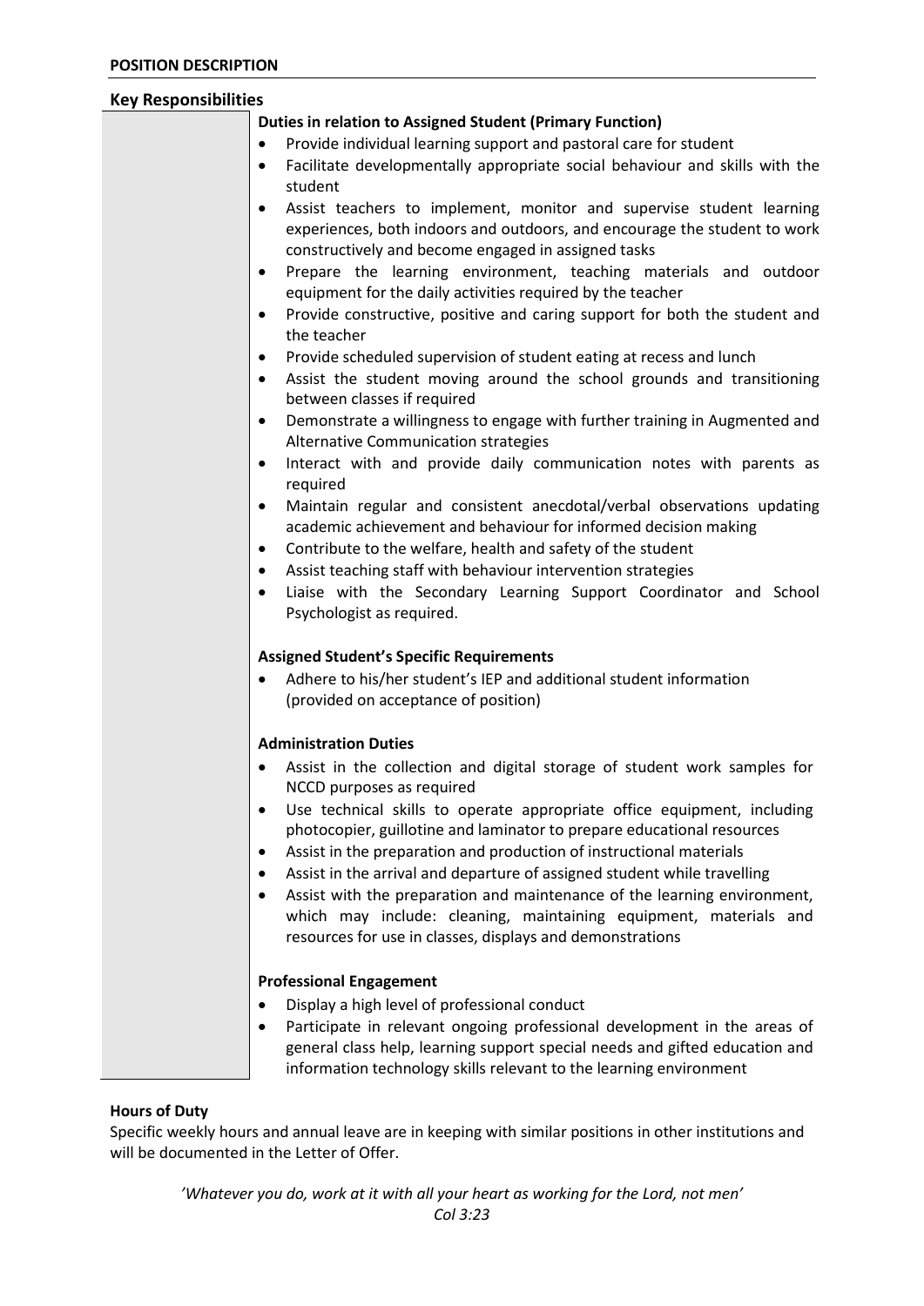**POSITION DESCRIPTION**

## Key Responsibilities

**Duties in relation to Assigned Student (Primary Function)**

- Provide individual learning support and pastoral care for student
- Facilitate developmentally appropriate social behaviour and skills with the student
- Assist teachers to implement, monitor and supervise student learning experiences, both indoors and outdoors, and encourage the student to work constructively and become engaged in assigned tasks
- Prepare the learning environment, teaching materials and outdoor equipment for the daily activities required by the teacher
- Provide constructive, positive and caring support for both the student and the teacher
- Provide scheduled supervision of student eating at recess and lunch
- Assist the student moving around the school grounds and transitioning between classes if required
- Demonstrate a willingness to engage with further training in Augmented and Alternative Communication strategies
- Interact with and provide daily communication notes with parents as required
- Maintain regular and consistent anecdotal/verbal observations updating academic achievement and behaviour for informed decision making
- Contribute to the welfare, health and safety of the student
- Assist teaching staff with behaviour intervention strategies
- Liaise with the Secondary Learning Support Coordinator and School Psychologist as required.

**Assigned Student's Specific Requirements**

- Adhere to his/her student's IEP and additional student information (provided on acceptance of position)

**Administration Duties**

- Assist in the collection and digital storage of student work samples for NCCD purposes as required
- Use technical skills to operate appropriate office equipment, including photocopier, guillotine and laminator to prepare educational resources
- Assist in the preparation and production of instructional materials
- Assist in the arrival and departure of assigned student while travelling
- Assist with the preparation and maintenance of the learning environment, which may include: cleaning, maintaining equipment, materials and resources for use in classes, displays and demonstrations

**Professional Engagement**

- Display a high level of professional conduct
- Participate in relevant ongoing professional development in the areas of general class help, learning support special needs and gifted education and information technology skills relevant to the learning environment

## Hours of Duty

Specific weekly hours and annual leave are in keeping with similar positions in other institutions and will be documented in the Letter of Offer.

*'Whatever you do, work at it with all your heart as working for the Lord, not men'*
*Col 3:23*